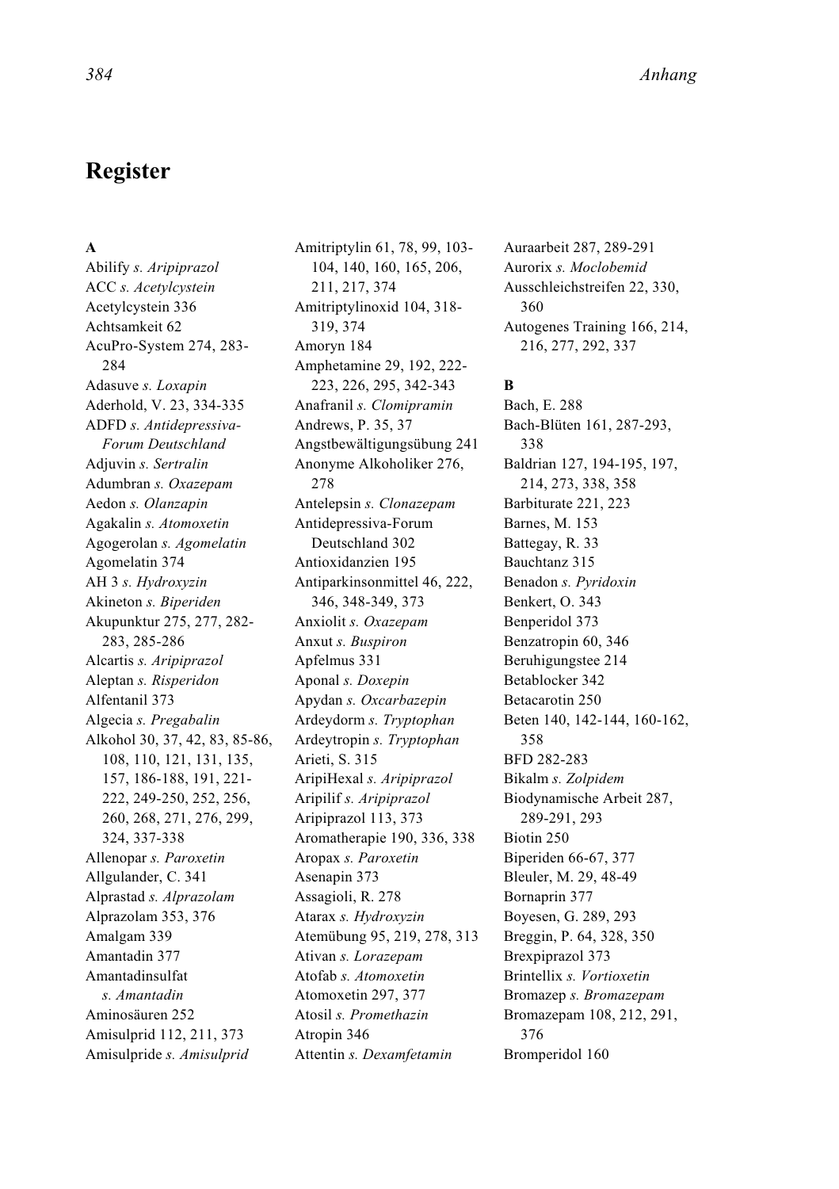# Register

**A**

Abilify *s. Aripiprazol*
ACC *s. Acetylcystein*
Acetylcystein 336
Achtsamkeit 62
AcuPro-System 274, 283-284
Adasuve *s. Loxapin*
Aderhold, V. 23, 334-335
ADFD *s. Antidepressiva-Forum Deutschland*
Adjuvin *s. Sertralin*
Adumbran *s. Oxazepam*
Aedon *s. Olanzapin*
Agakalin *s. Atomoxetin*
Agogerolan *s. Agomelatin*
Agomelatin 374
AH 3 *s. Hydroxyzin*
Akineton *s. Biperiden*
Akupunktur 275, 277, 282-283, 285-286
Alcartis *s. Aripiprazol*
Aleptan *s. Risperidon*
Alfentanil 373
Algecia *s. Pregabalin*
Alkohol 30, 37, 42, 83, 85-86, 108, 110, 121, 131, 135, 157, 186-188, 191, 221-222, 249-250, 252, 256, 260, 268, 271, 276, 299, 324, 337-338
Allenopar *s. Paroxetin*
Allgulander, C. 341
Alprastad *s. Alprazolam*
Alprazolam 353, 376
Amalgam 339
Amantadin 377
Amantadinsulfat *s. Amantadin*
Aminosäuren 252
Amisulprid 112, 211, 373
Amisulpride *s. Amisulprid*
Amitriptylin 61, 78, 99, 103-104, 140, 160, 165, 206, 211, 217, 374
Amitriptylinoxid 104, 318-319, 374
Amoryn 184
Amphetamine 29, 192, 222-223, 226, 295, 342-343
Anafranil *s. Clomipramin*
Andrews, P. 35, 37
Angstbewältigungsübung 241
Anonyme Alkoholiker 276, 278
Antelepsin *s. Clonazepam*
Antidepressiva-Forum Deutschland 302
Antioxidanzien 195
Antiparkinsonmittel 46, 222, 346, 348-349, 373
Anxiolit *s. Oxazepam*
Anxut *s. Buspiron*
Apfelmus 331
Aponal *s. Doxepin*
Apydan *s. Oxcarbazepin*
Ardeydorm *s. Tryptophan*
Ardeytropin *s. Tryptophan*
Arieti, S. 315
AripiHexal *s. Aripiprazol*
Aripilif *s. Aripiprazol*
Aripiprazol 113, 373
Aromatherapie 190, 336, 338
Aropax *s. Paroxetin*
Asenapin 373
Assagioli, R. 278
Atarax *s. Hydroxyzin*
Atemübung 95, 219, 278, 313
Ativan *s. Lorazepam*
Atofab *s. Atomoxetin*
Atomoxetin 297, 377
Atosil *s. Promethazin*
Atropin 346
Attentin *s. Dexamfetamin*
Auraarbeit 287, 289-291
Aurorix *s. Moclobemid*
Ausschleichstreifen 22, 330, 360
Autogenes Training 166, 214, 216, 277, 292, 337

**B**

Bach, E. 288
Bach-Blüten 161, 287-293, 338
Baldrian 127, 194-195, 197, 214, 273, 338, 358
Barbiturate 221, 223
Barnes, M. 153
Battegay, R. 33
Bauchtanz 315
Benadon *s. Pyridoxin*
Benkert, O. 343
Benperidol 373
Benzatropin 60, 346
Beruhigungstee 214
Betablocker 342
Betacarotin 250
Beten 140, 142-144, 160-162, 358
BFD 282-283
Bikalm *s. Zolpidem*
Biodynamische Arbeit 287, 289-291, 293
Biotin 250
Biperiden 66-67, 377
Bleuler, M. 29, 48-49
Bornaprin 377
Boyesen, G. 289, 293
Breggin, P. 64, 328, 350
Brexpiprazol 373
Brintellix *s. Vortioxetin*
Bromazep *s. Bromazepam*
Bromazepam 108, 212, 291, 376
Bromperidol 160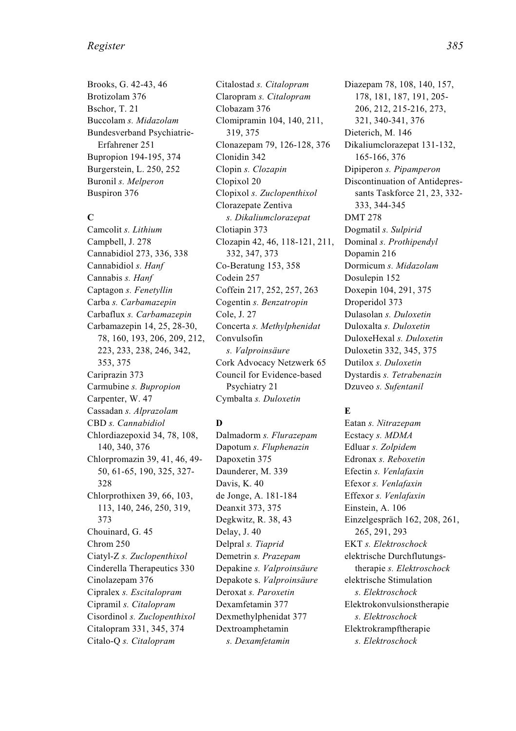Brooks, G. 42-43, 46
Brotizolam 376
Bschor, T. 21
Buccolam *s. Midazolam*
Bundesverband Psychiatrie-Erfahrener 251
Bupropion 194-195, 374
Burgerstein, L. 250, 252
Buronil *s. Melperon*
Buspiron 376

**C**

Camcolit *s. Lithium*
Campbell, J. 278
Cannabidiol 273, 336, 338
Cannabidiol *s. Hanf*
Cannabis *s. Hanf*
Captagon *s. Fenetyllin*
Carba *s. Carbamazepin*
Carbaflux *s. Carbamazepin*
Carbamazepin 14, 25, 28-30, 78, 160, 193, 206, 209, 212, 223, 233, 238, 246, 342, 353, 375
Cariprazin 373
Carmubine *s. Bupropion*
Carpenter, W. 47
Cassadan *s. Alprazolam*
CBD *s. Cannabidiol*
Chlordiazepoxid 34, 78, 108, 140, 340, 376
Chlorpromazin 39, 41, 46, 49-50, 61-65, 190, 325, 327-328
Chlorprothixen 39, 66, 103, 113, 140, 246, 250, 319, 373
Chouinard, G. 45
Chrom 250
Ciatyl-Z *s. Zuclopenthixol*
Cinderella Therapeutics 330
Cinolazepam 376
Cipralex *s. Escitalopram*
Cipramil *s. Citalopram*
Cisordinol *s. Zuclopenthixol*
Citalopram 331, 345, 374
Citalo-Q *s. Citalopram*
Citalostad *s. Citalopram*
Claropram *s. Citalopram*
Clobazam 376
Clomipramin 104, 140, 211, 319, 375
Clonazepam 79, 126-128, 376
Clonidin 342
Clopin *s. Clozapin*
Clopixol 20
Clopixol *s. Zuclopenthixol*
Clorazepate Zentiva *s. Dikaliumclorazepat*
Clotiapin 373
Clozapin 42, 46, 118-121, 211, 332, 347, 373
Co-Beratung 153, 358
Codein 257
Coffein 217, 252, 257, 263
Cogentin *s. Benzatropin*
Cole, J. 27
Concerta *s. Methylphenidat*
Convulsofin *s. Valproinsäure*
Cork Advocacy Netzwerk 65
Council for Evidence-based Psychiatry 21
Cymbalta *s. Duloxetin*

**D**

Dalmadorm *s. Flurazepam*
Dapotum *s. Fluphenazin*
Dapoxetin 375
Daunderer, M. 339
Davis, K. 40
de Jonge, A. 181-184
Deanxit 373, 375
Degkwitz, R. 38, 43
Delay, J. 40
Delpral *s. Tiaprid*
Demetrin *s. Prazepam*
Depakine *s. Valproinsäure*
Depakote s. *Valproinsäure*
Deroxat *s. Paroxetin*
Dexamfetamin 377
Dexmethylphenidat 377
Dextroamphetamin *s. Dexamfetamin*
Diazepam 78, 108, 140, 157, 178, 181, 187, 191, 205-206, 212, 215-216, 273, 321, 340-341, 376
Dieterich, M. 146
Dikaliumclorazepat 131-132, 165-166, 376
Dipiperon *s. Pipamperon*
Discontinuation of Antidepressants Taskforce 21, 23, 332-333, 344-345
DMT 278
Dogmatil *s. Sulpirid*
Dominal *s. Prothipendyl*
Dopamin 216
Dormicum *s. Midazolam*
Dosulepin 152
Doxepin 104, 291, 375
Droperidol 373
Dulasolan *s. Duloxetin*
Duloxalta *s. Duloxetin*
DuloxeHexal *s. Duloxetin*
Duloxetin 332, 345, 375
Dutilox *s. Duloxetin*
Dystardis *s. Tetrabenazin*
Dzuveo *s. Sufentanil*

**E**

Eatan *s. Nitrazepam*
Ecstacy *s. MDMA*
Edluar *s. Zolpidem*
Edronax *s. Reboxetin*
Efectin *s. Venlafaxin*
Efexor *s. Venlafaxin*
Effexor *s. Venlafaxin*
Einstein, A. 106
Einzelgespräch 162, 208, 261, 265, 291, 293
EKT *s. Elektroschock*
elektrische Durchflutungstherapie *s. Elektroschock*
elektrische Stimulation *s. Elektroschock*
Elektrokonvulsionstherapie *s. Elektroschock*
Elektrokrampftherapie *s. Elektroschock*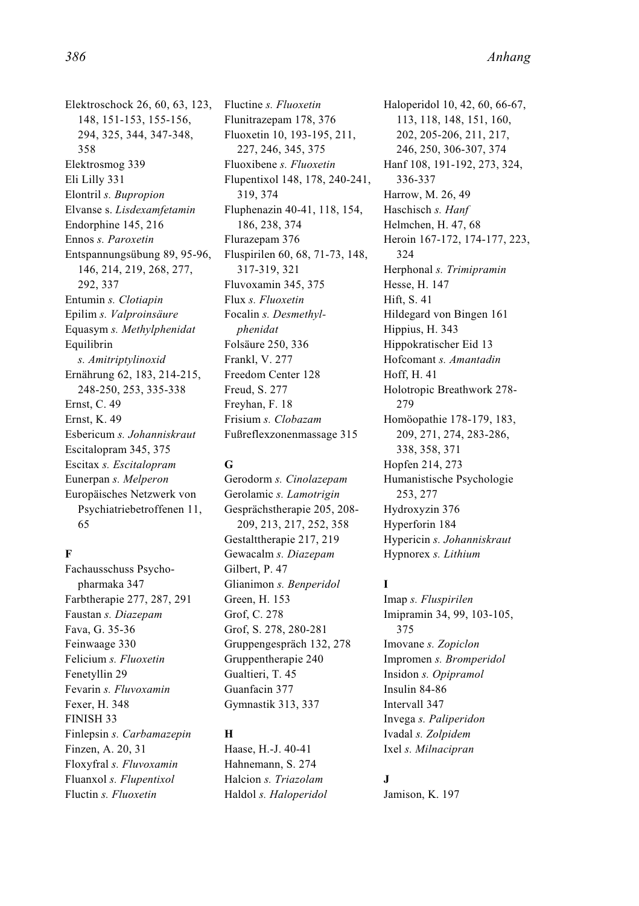Elektroschock 26, 60, 63, 123, 148, 151-153, 155-156, 294, 325, 344, 347-348, 358
Elektrosmog 339
Eli Lilly 331
Elontril *s. Bupropion*
Elvanse s. *Lisdexamfetamin*
Endorphine 145, 216
Ennos *s. Paroxetin*
Entspannungsübung 89, 95-96, 146, 214, 219, 268, 277, 292, 337
Entumin *s. Clotiapin*
Epilim *s. Valproinsäure*
Equasym *s. Methylphenidat*
Equilibrin *s. Amitriptylinoxid*
Ernährung 62, 183, 214-215, 248-250, 253, 335-338
Ernst, C. 49
Ernst, K. 49
Esbericum *s. Johanniskraut*
Escitalopram 345, 375
Escitax *s. Escitalopram*
Eunerpan *s. Melperon*
Europäisches Netzwerk von Psychiatriebetroffenen 11, 65

**F**

Fachausschuss Psychopharmaka 347
Farbtherapie 277, 287, 291
Faustan *s. Diazepam*
Fava, G. 35-36
Feinwaage 330
Felicium *s. Fluoxetin*
Fenetyllin 29
Fevarin *s. Fluvoxamin*
Fexer, H. 348
FINISH 33
Finlepsin *s. Carbamazepin*
Finzen, A. 20, 31
Floxyfral *s. Fluvoxamin*
Fluanxol *s. Flupentixol*
Fluctin *s. Fluoxetin*
Fluctine *s. Fluoxetin*
Flunitrazepam 178, 376
Fluoxetin 10, 193-195, 211, 227, 246, 345, 375
Fluoxibene *s. Fluoxetin*
Flupentixol 148, 178, 240-241, 319, 374
Fluphenazin 40-41, 118, 154, 186, 238, 374
Flurazepam 376
Fluspirilen 60, 68, 71-73, 148, 317-319, 321
Fluvoxamin 345, 375
Flux *s. Fluoxetin*
Focalin *s. Desmethylphenidat*
Folsäure 250, 336
Frankl, V. 277
Freedom Center 128
Freud, S. 277
Freyhan, F. 18
Frisium *s. Clobazam*
Fußreflexzonenmassage 315

**G**

Gerodorm *s. Cinolazepam*
Gerolamic *s. Lamotrigin*
Gesprächstherapie 205, 208-209, 213, 217, 252, 358
Gestalttherapie 217, 219
Gewacalm *s. Diazepam*
Gilbert, P. 47
Glianimon *s. Benperidol*
Green, H. 153
Grof, C. 278
Grof, S. 278, 280-281
Gruppengespräch 132, 278
Gruppentherapie 240
Gualtieri, T. 45
Guanfacin 377
Gymnastik 313, 337

**H**

Haase, H.-J. 40-41
Hahnemann, S. 274
Halcion *s. Triazolam*
Haldol *s. Haloperidol*
Haloperidol 10, 42, 60, 66-67, 113, 118, 148, 151, 160, 202, 205-206, 211, 217, 246, 250, 306-307, 374
Hanf 108, 191-192, 273, 324, 336-337
Harrow, M. 26, 49
Haschisch *s. Hanf*
Helmchen, H. 47, 68
Heroin 167-172, 174-177, 223, 324
Herphonal *s. Trimipramin*
Hesse, H. 147
Hift, S. 41
Hildegard von Bingen 161
Hippius, H. 343
Hippokratischer Eid 13
Hofcomant *s. Amantadin*
Hoff, H. 41
Holotropic Breathwork 278-279
Homöopathie 178-179, 183, 209, 271, 274, 283-286, 338, 358, 371
Hopfen 214, 273
Humanistische Psychologie 253, 277
Hydroxyzin 376
Hyperforin 184
Hypericin *s. Johanniskraut*
Hypnorex *s. Lithium*

**I**

Imap *s. Fluspirilen*
Imipramin 34, 99, 103-105, 375
Imovane *s. Zopiclon*
Impromen *s. Bromperidol*
Insidon *s. Opipramol*
Insulin 84-86
Intervall 347
Invega *s. Paliperidon*
Ivadal *s. Zolpidem*
Ixel *s. Milnacipran*

**J**

Jamison, K. 197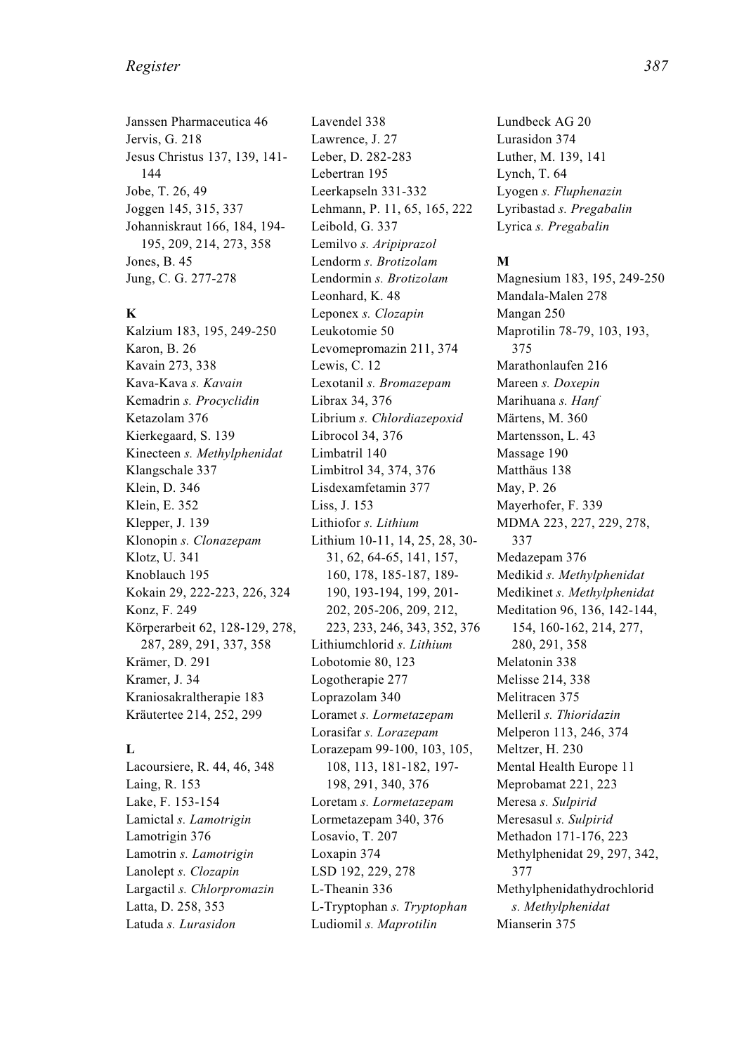Janssen Pharmaceutica 46
Jervis, G. 218
Jesus Christus 137, 139, 141-144
Jobe, T. 26, 49
Joggen 145, 315, 337
Johanniskraut 166, 184, 194-195, 209, 214, 273, 358
Jones, B. 45
Jung, C. G. 277-278

**K**

Kalzium 183, 195, 249-250
Karon, B. 26
Kavain 273, 338
Kava-Kava *s. Kavain*
Kemadrin *s. Procyclidin*
Ketazolam 376
Kierkegaard, S. 139
Kinecteen *s. Methylphenidat*
Klangschale 337
Klein, D. 346
Klein, E. 352
Klepper, J. 139
Klonopin *s. Clonazepam*
Klotz, U. 341
Knoblauch 195
Kokain 29, 222-223, 226, 324
Konz, F. 249
Körperarbeit 62, 128-129, 278, 287, 289, 291, 337, 358
Krämer, D. 291
Kramer, J. 34
Kraniosakraltherapie 183
Kräutertee 214, 252, 299

**L**

Lacoursiere, R. 44, 46, 348
Laing, R. 153
Lake, F. 153-154
Lamictal *s. Lamotrigin*
Lamotrigin 376
Lamotrin *s. Lamotrigin*
Lanolept *s. Clozapin*
Largactil *s. Chlorpromazin*
Latta, D. 258, 353
Latuda *s. Lurasidon*
Lavendel 338
Lawrence, J. 27
Leber, D. 282-283
Lebertran 195
Leerkapseln 331-332
Lehmann, P. 11, 65, 165, 222
Leibold, G. 337
Lemilvo *s. Aripiprazol*
Lendorm *s. Brotizolam*
Lendormin *s. Brotizolam*
Leonhard, K. 48
Leponex *s. Clozapin*
Leukotomie 50
Levomepromazin 211, 374
Lewis, C. 12
Lexotanil *s. Bromazepam*
Librax 34, 376
Librium *s. Chlordiazepoxid*
Librocol 34, 376
Limbatril 140
Limbitrol 34, 374, 376
Lisdexamfetamin 377
Liss, J. 153
Lithiofor *s. Lithium*
Lithium 10-11, 14, 25, 28, 30-31, 62, 64-65, 141, 157, 160, 178, 185-187, 189-190, 193-194, 199, 201-202, 205-206, 209, 212, 223, 233, 246, 343, 352, 376
Lithiumchlorid *s. Lithium*
Lobotomie 80, 123
Logotherapie 277
Loprazolam 340
Loramet *s. Lormetazepam*
Lorasifar *s. Lorazepam*
Lorazepam 99-100, 103, 105, 108, 113, 181-182, 197-198, 291, 340, 376
Loretam *s. Lormetazepam*
Lormetazepam 340, 376
Losavio, T. 207
Loxapin 374
LSD 192, 229, 278
L-Theanin 336
L-Tryptophan *s. Tryptophan*
Ludiomil *s. Maprotilin*
Lundbeck AG 20
Lurasidon 374
Luther, M. 139, 141
Lynch, T. 64
Lyogen *s. Fluphenazin*
Lyribastad *s. Pregabalin*
Lyrica *s. Pregabalin*

**M**

Magnesium 183, 195, 249-250
Mandala-Malen 278
Mangan 250
Maprotilin 78-79, 103, 193, 375
Marathonlaufen 216
Mareen *s. Doxepin*
Marihuana *s. Hanf*
Märtens, M. 360
Martensson, L. 43
Massage 190
Matthäus 138
May, P. 26
Mayerhofer, F. 339
MDMA 223, 227, 229, 278, 337
Medazepam 376
Medikid *s. Methylphenidat*
Medikinet *s. Methylphenidat*
Meditation 96, 136, 142-144, 154, 160-162, 214, 277, 280, 291, 358
Melatonin 338
Melisse 214, 338
Melitracen 375
Melleril *s. Thioridazin*
Melperon 113, 246, 374
Meltzer, H. 230
Mental Health Europe 11
Meprobamat 221, 223
Meresa *s. Sulpirid*
Meresasul *s. Sulpirid*
Methadon 171-176, 223
Methylphenidat 29, 297, 342, 377
Methylphenidathydrochlorid *s. Methylphenidat*
Mianserin 375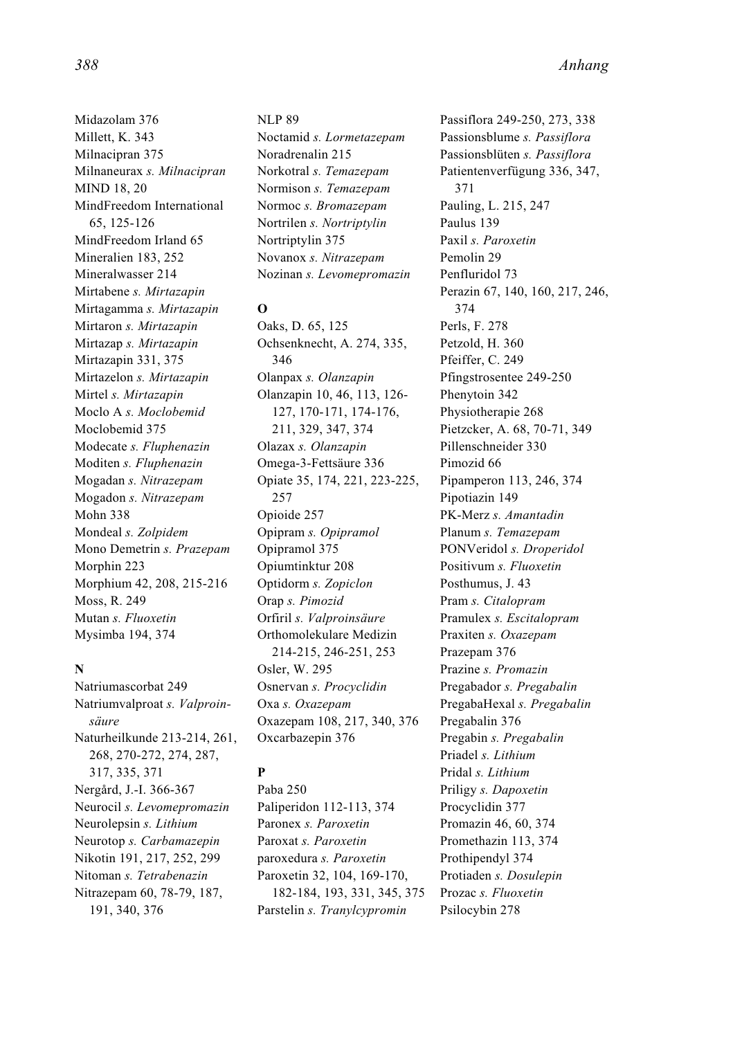Midazolam 376
Millett, K. 343
Milnacipran 375
Milnaneurax *s. Milnacipran*
MIND 18, 20
MindFreedom International 65, 125-126
MindFreedom Irland 65
Mineralien 183, 252
Mineralwasser 214
Mirtabene *s. Mirtazapin*
Mirtagamma *s. Mirtazapin*
Mirtaron *s. Mirtazapin*
Mirtazap *s. Mirtazapin*
Mirtazapin 331, 375
Mirtazelon *s. Mirtazapin*
Mirtel *s. Mirtazapin*
Moclo A *s. Moclobemid*
Moclobemid 375
Modecate *s. Fluphenazin*
Moditen *s. Fluphenazin*
Mogadan *s. Nitrazepam*
Mogadon *s. Nitrazepam*
Mohn 338
Mondeal *s. Zolpidem*
Mono Demetrin *s. Prazepam*
Morphin 223
Morphium 42, 208, 215-216
Moss, R. 249
Mutan *s. Fluoxetin*
Mysimba 194, 374

**N**

Natriumascorbat 249
Natriumvalproat *s. Valproinsäure*
Naturheilkunde 213-214, 261, 268, 270-272, 274, 287, 317, 335, 371
Nergård, J.-I. 366-367
Neurocil *s. Levomepromazin*
Neurolepsin *s. Lithium*
Neurotop *s. Carbamazepin*
Nikotin 191, 217, 252, 299
Nitoman *s. Tetrabenazin*
Nitrazepam 60, 78-79, 187, 191, 340, 376
NLP 89
Noctamid *s. Lormetazepam*
Noradrenalin 215
Norkotral *s. Temazepam*
Normison *s. Temazepam*
Normoc *s. Bromazepam*
Nortrilen *s. Nortriptylin*
Nortriptylin 375
Novanox *s. Nitrazepam*
Nozinan *s. Levomepromazin*

**O**

Oaks, D. 65, 125
Ochsenknecht, A. 274, 335, 346
Olanpax *s. Olanzapin*
Olanzapin 10, 46, 113, 126-127, 170-171, 174-176, 211, 329, 347, 374
Olazax *s. Olanzapin*
Omega-3-Fettsäure 336
Opiate 35, 174, 221, 223-225, 257
Opioide 257
Opipram *s. Opipramol*
Opipramol 375
Opiumtinktur 208
Optidorm *s. Zopiclon*
Orap *s. Pimozid*
Orfiril *s. Valproinsäure*
Orthomolekulare Medizin 214-215, 246-251, 253
Osler, W. 295
Osnervan *s. Procyclidin*
Oxa *s. Oxazepam*
Oxazepam 108, 217, 340, 376
Oxcarbazepin 376

**P**

Paba 250
Paliperidon 112-113, 374
Paronex *s. Paroxetin*
Paroxat *s. Paroxetin*
paroxedura *s. Paroxetin*
Paroxetin 32, 104, 169-170, 182-184, 193, 331, 345, 375
Parstelin *s. Tranylcypromin*
Passiflora 249-250, 273, 338
Passionsblume *s. Passiflora*
Passionsblüten *s. Passiflora*
Patientenverfügung 336, 347, 371
Pauling, L. 215, 247
Paulus 139
Paxil *s. Paroxetin*
Pemolin 29
Penfluridol 73
Perazin 67, 140, 160, 217, 246, 374
Perls, F. 278
Petzold, H. 360
Pfeiffer, C. 249
Pfingstrosentee 249-250
Phenytoin 342
Physiotherapie 268
Pietzcker, A. 68, 70-71, 349
Pillenschneider 330
Pimozid 66
Pipamperon 113, 246, 374
Pipotiazin 149
PK-Merz *s. Amantadin*
Planum *s. Temazepam*
PONVeridol *s. Droperidol*
Positivum *s. Fluoxetin*
Posthumus, J. 43
Pram *s. Citalopram*
Pramulex *s. Escitalopram*
Praxiten *s. Oxazepam*
Prazepam 376
Prazine *s. Promazin*
Pregabador *s. Pregabalin*
PregabaHexal *s. Pregabalin*
Pregabalin 376
Pregabin *s. Pregabalin*
Priadel *s. Lithium*
Pridal *s. Lithium*
Priligy *s. Dapoxetin*
Procyclidin 377
Promazin 46, 60, 374
Promethazin 113, 374
Prothipendyl 374
Protiaden *s. Dosulepin*
Prozac *s. Fluoxetin*
Psilocybin 278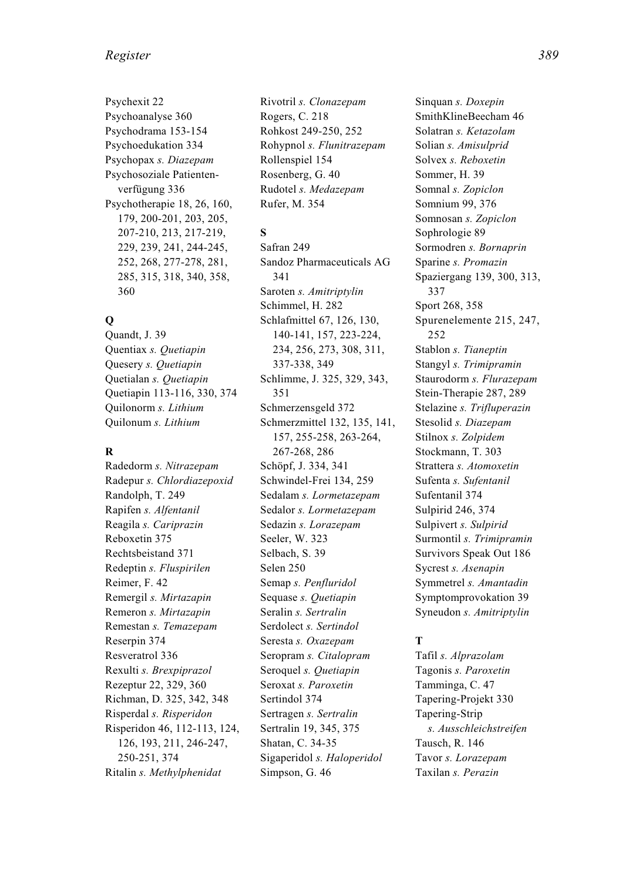Psychexit 22
Psychoanalyse 360
Psychodrama 153-154
Psychoedukation 334
Psychopax *s. Diazepam*
Psychosoziale Patientenverfügung 336
Psychotherapie 18, 26, 160, 179, 200-201, 203, 205, 207-210, 213, 217-219, 229, 239, 241, 244-245, 252, 268, 277-278, 281, 285, 315, 318, 340, 358, 360

**Q**

Quandt, J. 39
Quentiax *s. Quetiapin*
Quesery *s. Quetiapin*
Quetialan *s. Quetiapin*
Quetiapin 113-116, 330, 374
Quilonorm *s. Lithium*
Quilonum *s. Lithium*

**R**

Radedorm *s. Nitrazepam*
Radepur *s. Chlordiazepoxid*
Randolph, T. 249
Rapifen *s. Alfentanil*
Reagila *s. Cariprazin*
Reboxetin 375
Rechtsbeistand 371
Redeptin *s. Fluspirilen*
Reimer, F. 42
Remergil *s. Mirtazapin*
Remeron *s. Mirtazapin*
Remestan *s. Temazepam*
Reserpin 374
Resveratrol 336
Rexulti *s. Brexpiprazol*
Rezeptur 22, 329, 360
Richman, D. 325, 342, 348
Risperdal *s. Risperidon*
Risperidon 46, 112-113, 124, 126, 193, 211, 246-247, 250-251, 374
Ritalin *s. Methylphenidat*
Rivotril *s. Clonazepam*
Rogers, C. 218
Rohkost 249-250, 252
Rohypnol *s. Flunitrazepam*
Rollenspiel 154
Rosenberg, G. 40
Rudotel *s. Medazepam*
Rufer, M. 354

**S**

Safran 249
Sandoz Pharmaceuticals AG 341
Saroten *s. Amitriptylin*
Schimmel, H. 282
Schlafmittel 67, 126, 130, 140-141, 157, 223-224, 234, 256, 273, 308, 311, 337-338, 349
Schlimme, J. 325, 329, 343, 351
Schmerzensgeld 372
Schmerzmittel 132, 135, 141, 157, 255-258, 263-264, 267-268, 286
Schöpf, J. 334, 341
Schwindel-Frei 134, 259
Sedalam *s. Lormetazepam*
Sedalor *s. Lormetazepam*
Sedazin *s. Lorazepam*
Seeler, W. 323
Selbach, S. 39
Selen 250
Semap *s. Penfluridol*
Sequase *s. Quetiapin*
Seralin *s. Sertralin*
Serdolect *s. Sertindol*
Seresta *s. Oxazepam*
Seropram *s. Citalopram*
Seroquel *s. Quetiapin*
Seroxat *s. Paroxetin*
Sertindol 374
Sertragen *s. Sertralin*
Sertralin 19, 345, 375
Shatan, C. 34-35
Sigaperidol *s. Haloperidol*
Simpson, G. 46
Sinquan *s. Doxepin*
SmithKlineBeecham 46
Solatran *s. Ketazolam*
Solian *s. Amisulprid*
Solvex *s. Reboxetin*
Sommer, H. 39
Somnal *s. Zopiclon*
Somnium 99, 376
Somnosan *s. Zopiclon*
Sophrologie 89
Sormodren *s. Bornaprin*
Sparine *s. Promazin*
Spaziergang 139, 300, 313, 337
Sport 268, 358
Spurenelemente 215, 247, 252
Stablon *s. Tianeptin*
Stangyl *s. Trimipramin*
Staurodorm *s. Flurazepam*
Stein-Therapie 287, 289
Stelazine *s. Trifluperazin*
Stesolid *s. Diazepam*
Stilnox *s. Zolpidem*
Stockmann, T. 303
Strattera *s. Atomoxetin*
Sufenta *s. Sufentanil*
Sufentanil 374
Sulpirid 246, 374
Sulpivert *s. Sulpirid*
Surmontil *s. Trimipramin*
Survivors Speak Out 186
Sycrest *s. Asenapin*
Symmetrel *s. Amantadin*
Symptomprovokation 39
Syneudon *s. Amitriptylin*

**T**

Tafil *s. Alprazolam*
Tagonis *s. Paroxetin*
Tamminga, C. 47
Tapering-Projekt 330
Tapering-Strip *s. Ausschleichstreifen*
Tausch, R. 146
Tavor *s. Lorazepam*
Taxilan *s. Perazin*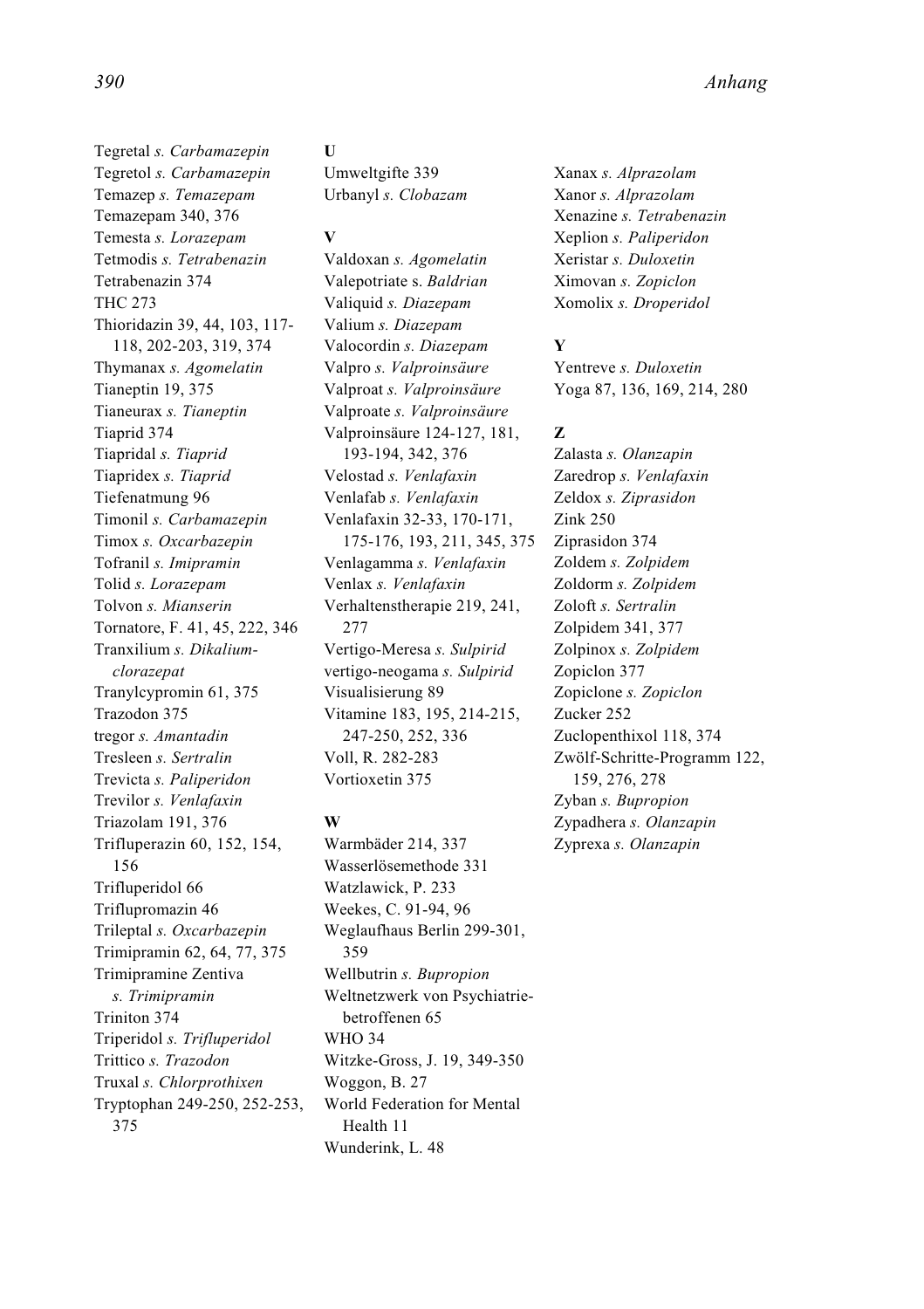Tegretal *s. Carbamazepin*
Tegretol *s. Carbamazepin*
Temazep *s. Temazepam*
Temazepam 340, 376
Temesta *s. Lorazepam*
Tetmodis *s. Tetrabenazin*
Tetrabenazin 374
THC 273
Thioridazin 39, 44, 103, 117-118, 202-203, 319, 374
Thymanax *s. Agomelatin*
Tianeptin 19, 375
Tianeurax *s. Tianeptin*
Tiaprid 374
Tiapridal *s. Tiaprid*
Tiapridex *s. Tiaprid*
Tiefenatmung 96
Timonil *s. Carbamazepin*
Timox *s. Oxcarbazepin*
Tofranil *s. Imipramin*
Tolid *s. Lorazepam*
Tolvon *s. Mianserin*
Tornatore, F. 41, 45, 222, 346
Tranxilium *s. Dikalium-clorazepat*
Tranylcypromin 61, 375
Trazodon 375
tregor *s. Amantadin*
Tresleen *s. Sertralin*
Trevicta *s. Paliperidon*
Trevilor *s. Venlafaxin*
Triazolam 191, 376
Trifluperazin 60, 152, 154, 156
Trifluperidol 66
Triflupromazin 46
Trileptal *s. Oxcarbazepin*
Trimipramin 62, 64, 77, 375
Trimipramine Zentiva *s. Trimipramin*
Triniton 374
Triperidol *s. Trifluperidol*
Trittico *s. Trazodon*
Truxal *s. Chlorprothixen*
Tryptophan 249-250, 252-253, 375

**U**

Umweltgifte 339
Urbanyl *s. Clobazam*

**V**

Valdoxan *s. Agomelatin*
Valepotriate s. *Baldrian*
Valiquid *s. Diazepam*
Valium *s. Diazepam*
Valocordin *s. Diazepam*
Valpro *s. Valproinsäure*
Valproat *s. Valproinsäure*
Valproate *s. Valproinsäure*
Valproinsäure 124-127, 181, 193-194, 342, 376
Velostad *s. Venlafaxin*
Venlafab *s. Venlafaxin*
Venlafaxin 32-33, 170-171, 175-176, 193, 211, 345, 375
Venlagamma *s. Venlafaxin*
Venlax *s. Venlafaxin*
Verhaltenstherapie 219, 241, 277
Vertigo-Meresa *s. Sulpirid*
vertigo-neogama *s. Sulpirid*
Visualisierung 89
Vitamine 183, 195, 214-215, 247-250, 252, 336
Voll, R. 282-283
Vortioxetin 375

**W**

Warmbäder 214, 337
Wasserlösemethode 331
Watzlawick, P. 233
Weekes, C. 91-94, 96
Weglaufhaus Berlin 299-301, 359
Wellbutrin *s. Bupropion*
Weltnetzwerk von Psychiatrie-betroffenen 65
WHO 34
Witzke-Gross, J. 19, 349-350
Woggon, B. 27
World Federation for Mental Health 11
Wunderink, L. 48

Xanax *s. Alprazolam*
Xanor *s. Alprazolam*
Xenazine *s. Tetrabenazin*
Xeplion *s. Paliperidon*
Xeristar *s. Duloxetin*
Ximovan *s. Zopiclon*
Xomolix *s. Droperidol*

**Y**

Yentreve *s. Duloxetin*
Yoga 87, 136, 169, 214, 280

**Z**

Zalasta *s. Olanzapin*
Zaredrop *s. Venlafaxin*
Zeldox *s. Ziprasidon*
Zink 250
Ziprasidon 374
Zoldem *s. Zolpidem*
Zoldorm *s. Zolpidem*
Zoloft *s. Sertralin*
Zolpidem 341, 377
Zolpinox *s. Zolpidem*
Zopiclon 377
Zopiclone *s. Zopiclon*
Zucker 252
Zuclopenthixol 118, 374
Zwölf-Schritte-Programm 122, 159, 276, 278
Zyban *s. Bupropion*
Zypadhera *s. Olanzapin*
Zyprexa *s. Olanzapin*